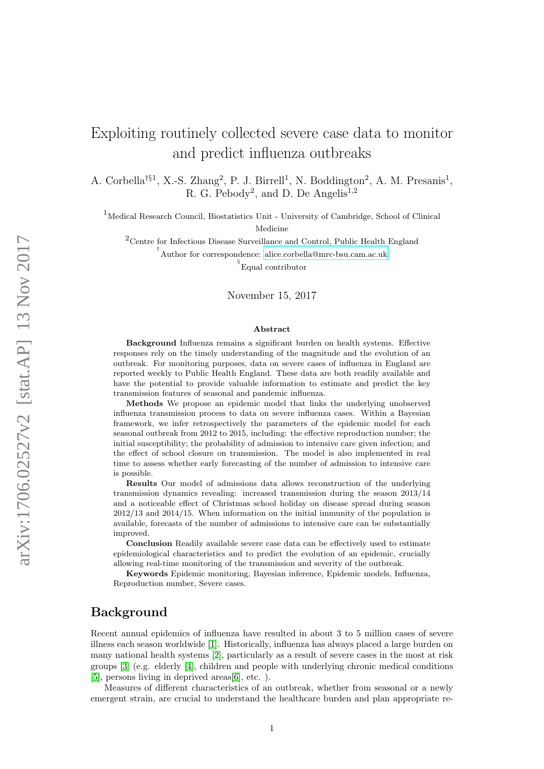# Exploiting routinely collected severe case data to monitor and predict influenza outbreaks

A. Corbella[†§1], X.-S. Zhang[2], P. J. Birrell[1], N. Boddington[2], A. M. Presanis[1], R. G. Pebody[2], and D. De Angelis[1,2]

[1]Medical Research Council, Biostatistics Unit - University of Cambridge, School of Clinical Medicine

[2]Centre for Infectious Disease Surveillance and Control, Public Health England

[†]Author for correspondence: alice.corbella@mrc-bsu.cam.ac.uk

[§]Equal contributor

November 15, 2017

## Abstract

**Background** Influenza remains a significant burden on health systems. Effective responses rely on the timely understanding of the magnitude and the evolution of an outbreak. For monitoring purposes, data on severe cases of influenza in England are reported weekly to Public Health England. These data are both readily available and have the potential to provide valuable information to estimate and predict the key transmission features of seasonal and pandemic influenza.

**Methods** We propose an epidemic model that links the underlying unobserved influenza transmission process to data on severe influenza cases. Within a Bayesian framework, we infer retrospectively the parameters of the epidemic model for each seasonal outbreak from 2012 to 2015, including: the effective reproduction number; the initial susceptibility; the probability of admission to intensive care given infection; and the effect of school closure on transmission. The model is also implemented in real time to assess whether early forecasting of the number of admission to intensive care is possible.

**Results** Our model of admissions data allows reconstruction of the underlying transmission dynamics revealing: increased transmission during the season 2013/14 and a noticeable effect of Christmas school holiday on disease spread during season 2012/13 and 2014/15. When information on the initial immunity of the population is available, forecasts of the number of admissions to intensive care can be substantially improved.

**Conclusion** Readily available severe case data can be effectively used to estimate epidemiological characteristics and to predict the evolution of an epidemic, crucially allowing real-time monitoring of the transmission and severity of the outbreak.

**Keywords** Epidemic monitoring, Bayesian inference, Epidemic models, Influenza, Reproduction number, Severe cases.

## Background

Recent annual epidemics of influenza have resulted in about 3 to 5 million cases of severe illness each season worldwide [1]. Historically, influenza has always placed a large burden on many national health systems [2], particularly as a result of severe cases in the most at risk groups [3] (e.g. elderly [4], children and people with underlying chronic medical conditions [5], persons living in deprived areas[6], etc. ).

Measures of different characteristics of an outbreak, whether from seasonal or a newly emergent strain, are crucial to understand the healthcare burden and plan appropriate re-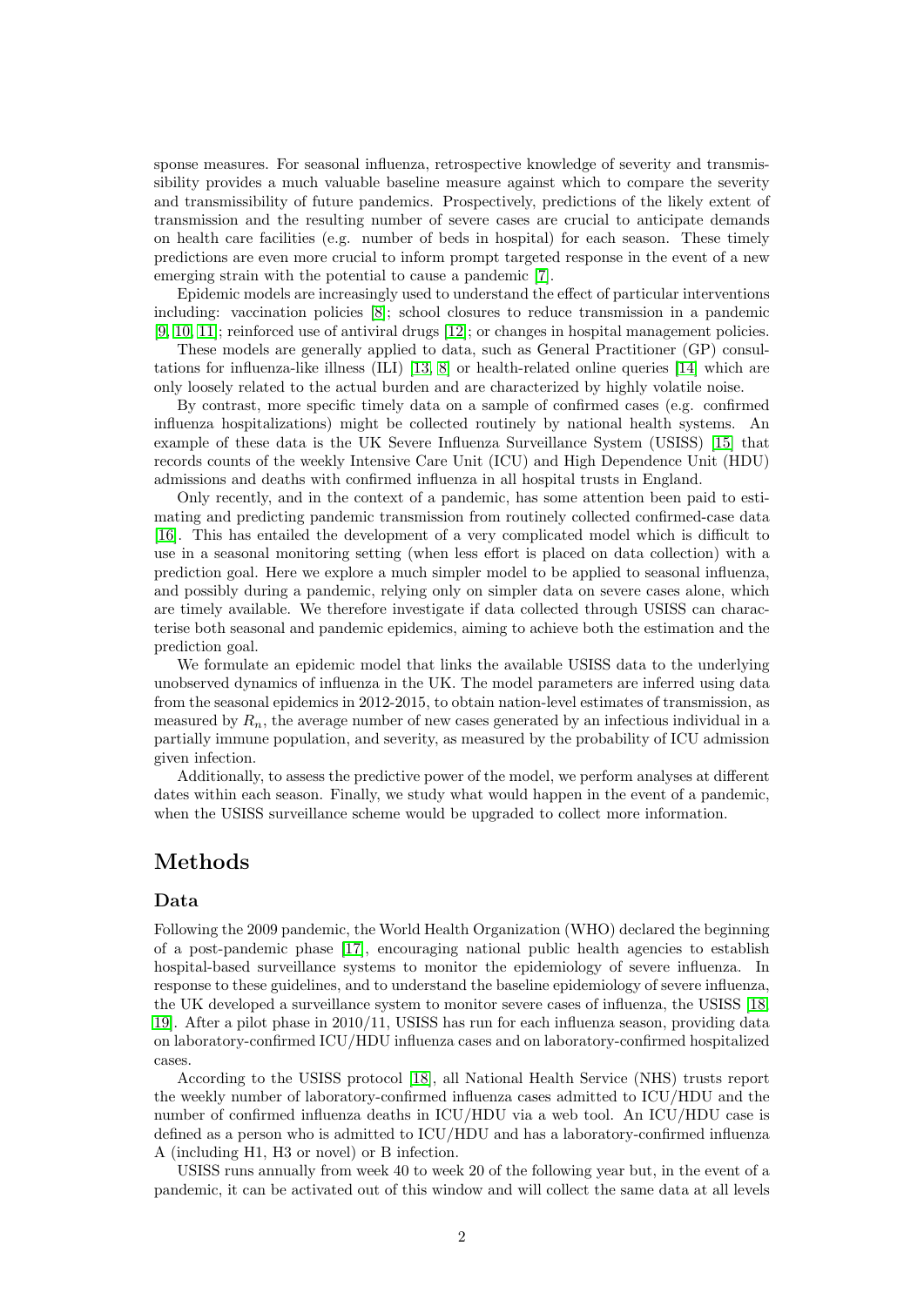sponse measures. For seasonal influenza, retrospective knowledge of severity and transmissibility provides a much valuable baseline measure against which to compare the severity and transmissibility of future pandemics. Prospectively, predictions of the likely extent of transmission and the resulting number of severe cases are crucial to anticipate demands on health care facilities (e.g. number of beds in hospital) for each season. These timely predictions are even more crucial to inform prompt targeted response in the event of a new emerging strain with the potential to cause a pandemic [7].

Epidemic models are increasingly used to understand the effect of particular interventions including: vaccination policies [8]; school closures to reduce transmission in a pandemic [9, 10, 11]; reinforced use of antiviral drugs [12]; or changes in hospital management policies.

These models are generally applied to data, such as General Practitioner (GP) consultations for influenza-like illness (ILI) [13, 8] or health-related online queries [14] which are only loosely related to the actual burden and are characterized by highly volatile noise.

By contrast, more specific timely data on a sample of confirmed cases (e.g. confirmed influenza hospitalizations) might be collected routinely by national health systems. An example of these data is the UK Severe Influenza Surveillance System (USISS) [15] that records counts of the weekly Intensive Care Unit (ICU) and High Dependence Unit (HDU) admissions and deaths with confirmed influenza in all hospital trusts in England.

Only recently, and in the context of a pandemic, has some attention been paid to estimating and predicting pandemic transmission from routinely collected confirmed-case data [16]. This has entailed the development of a very complicated model which is difficult to use in a seasonal monitoring setting (when less effort is placed on data collection) with a prediction goal. Here we explore a much simpler model to be applied to seasonal influenza, and possibly during a pandemic, relying only on simpler data on severe cases alone, which are timely available. We therefore investigate if data collected through USISS can characterise both seasonal and pandemic epidemics, aiming to achieve both the estimation and the prediction goal.

We formulate an epidemic model that links the available USISS data to the underlying unobserved dynamics of influenza in the UK. The model parameters are inferred using data from the seasonal epidemics in 2012-2015, to obtain nation-level estimates of transmission, as measured by $R_n$, the average number of new cases generated by an infectious individual in a partially immune population, and severity, as measured by the probability of ICU admission given infection.

Additionally, to assess the predictive power of the model, we perform analyses at different dates within each season. Finally, we study what would happen in the event of a pandemic, when the USISS surveillance scheme would be upgraded to collect more information.

## Methods

### Data

Following the 2009 pandemic, the World Health Organization (WHO) declared the beginning of a post-pandemic phase [17], encouraging national public health agencies to establish hospital-based surveillance systems to monitor the epidemiology of severe influenza. In response to these guidelines, and to understand the baseline epidemiology of severe influenza, the UK developed a surveillance system to monitor severe cases of influenza, the USISS [18, 19]. After a pilot phase in 2010/11, USISS has run for each influenza season, providing data on laboratory-confirmed ICU/HDU influenza cases and on laboratory-confirmed hospitalized cases.

According to the USISS protocol [18], all National Health Service (NHS) trusts report the weekly number of laboratory-confirmed influenza cases admitted to ICU/HDU and the number of confirmed influenza deaths in ICU/HDU via a web tool. An ICU/HDU case is defined as a person who is admitted to ICU/HDU and has a laboratory-confirmed influenza A (including H1, H3 or novel) or B infection.

USISS runs annually from week 40 to week 20 of the following year but, in the event of a pandemic, it can be activated out of this window and will collect the same data at all levels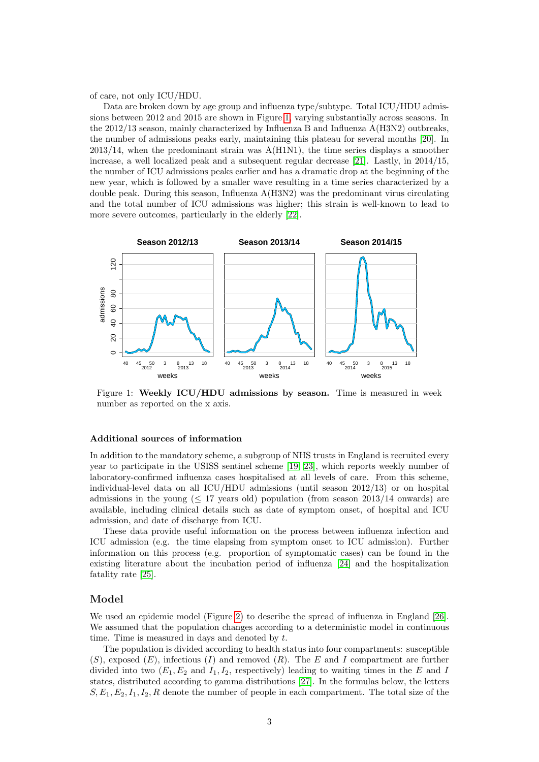of care, not only ICU/HDU.

Data are broken down by age group and influenza type/subtype. Total ICU/HDU admissions between 2012 and 2015 are shown in Figure 1, varying substantially across seasons. In the 2012/13 season, mainly characterized by Influenza B and Influenza A(H3N2) outbreaks, the number of admissions peaks early, maintaining this plateau for several months [20]. In 2013/14, when the predominant strain was A(H1N1), the time series displays a smoother increase, a well localized peak and a subsequent regular decrease [21]. Lastly, in 2014/15, the number of ICU admissions peaks earlier and has a dramatic drop at the beginning of the new year, which is followed by a smaller wave resulting in a time series characterized by a double peak. During this season, Influenza A(H3N2) was the predominant virus circulating and the total number of ICU admissions was higher; this strain is well-known to lead to more severe outcomes, particularly in the elderly [22].

Figure 1: **Weekly ICU/HDU admissions by season.** Time is measured in week number as reported on the x axis.

### Additional sources of information

In addition to the mandatory scheme, a subgroup of NHS trusts in England is recruited every year to participate in the USISS sentinel scheme [19] [23], which reports weekly number of laboratory-confirmed influenza cases hospitalised at all levels of care. From this scheme, individual-level data on all ICU/HDU admissions (until season 2012/13) or on hospital admissions in the young ($\leq$ 17 years old) population (from season 2013/14 onwards) are available, including clinical details such as date of symptom onset, of hospital and ICU admission, and date of discharge from ICU.

These data provide useful information on the process between influenza infection and ICU admission (e.g. the time elapsing from symptom onset to ICU admission). Further information on this process (e.g. proportion of symptomatic cases) can be found in the existing literature about the incubation period of influenza [24] and the hospitalization fatality rate [25].

## Model

We used an epidemic model (Figure 2) to describe the spread of influenza in England [26]. We assumed that the population changes according to a deterministic model in continuous time. Time is measured in days and denoted by $t$.

The population is divided according to health status into four compartments: susceptible ($S$), exposed ($E$), infectious ($I$) and removed ($R$). The $E$ and $I$ compartment are further divided into two ($E_1, E_2$ and $I_1, I_2$, respectively) leading to waiting times in the $E$ and $I$ states, distributed according to gamma distributions [27]. In the formulas below, the letters $S, E_1, E_2, I_1, I_2, R$ denote the number of people in each compartment. The total size of the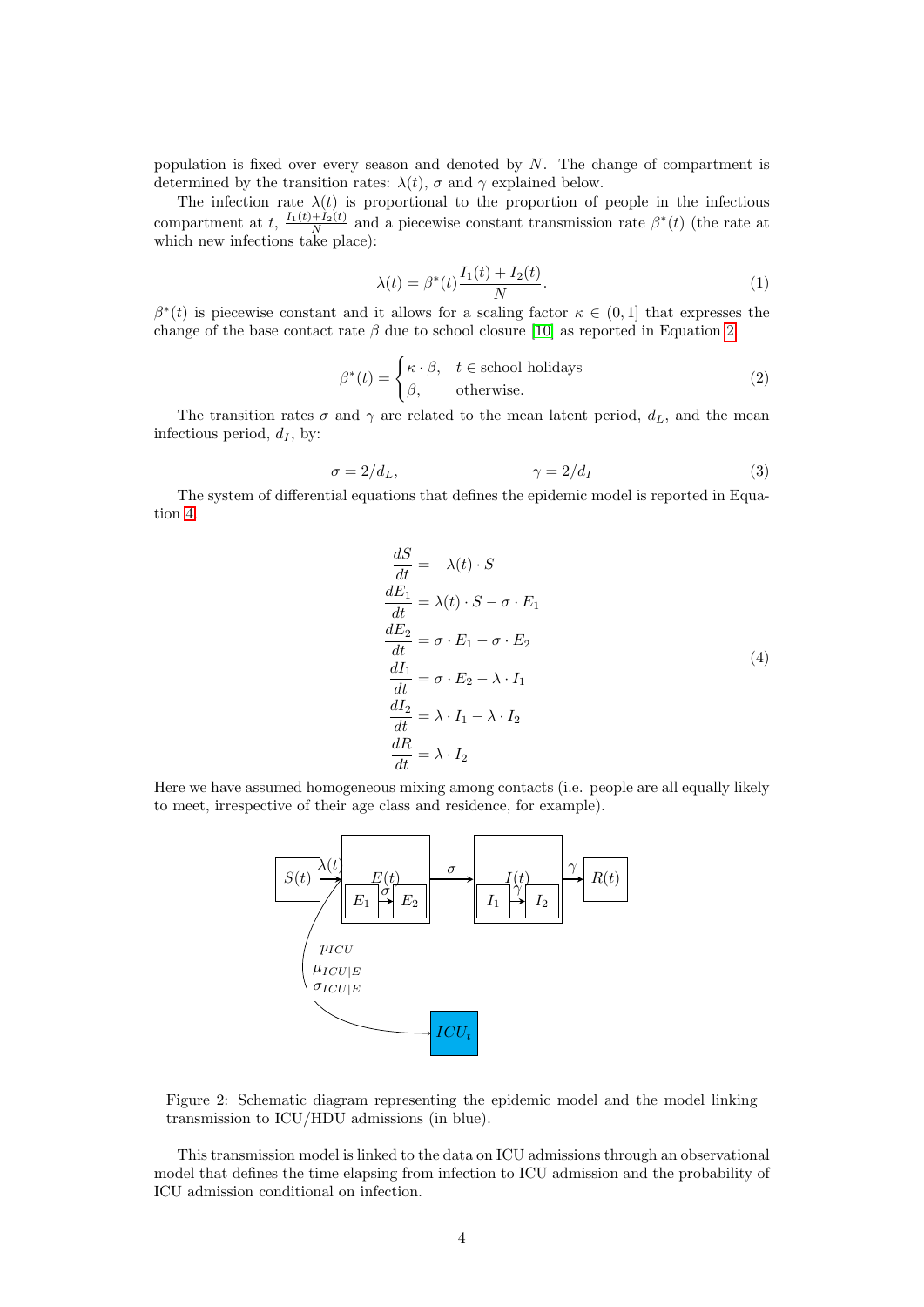population is fixed over every season and denoted by $N$. The change of compartment is determined by the transition rates: $\lambda(t)$, $\sigma$ and $\gamma$ explained below.

The infection rate $\lambda(t)$ is proportional to the proportion of people in the infectious compartment at $t$, $\frac{I_1(t)+I_2(t)}{N}$ and a piecewise constant transmission rate $\beta^*(t)$ (the rate at which new infections take place):

$$\lambda(t) = \beta^*(t)\frac{I_1(t) + I_2(t)}{N}. \tag{1}$$

$\beta^*(t)$ is piecewise constant and it allows for a scaling factor $\kappa \in (0, 1]$ that expresses the change of the base contact rate $\beta$ due to school closure [10] as reported in Equation 2

$$\beta^*(t) = \begin{cases} \kappa \cdot \beta, & t \in \text{school holidays} \\ \beta, & \text{otherwise.} \end{cases} \tag{2}$$

The transition rates $\sigma$ and $\gamma$ are related to the mean latent period, $d_L$, and the mean infectious period, $d_I$, by:

$$\sigma = 2/d_L, \qquad\qquad \gamma = 2/d_I \tag{3}$$

The system of differential equations that defines the epidemic model is reported in Equation 4

$$\begin{aligned}
\frac{dS}{dt} &= -\lambda(t) \cdot S \\
\frac{dE_1}{dt} &= \lambda(t) \cdot S - \sigma \cdot E_1 \\
\frac{dE_2}{dt} &= \sigma \cdot E_1 - \sigma \cdot E_2 \\
\frac{dI_1}{dt} &= \sigma \cdot E_2 - \lambda \cdot I_1 \\
\frac{dI_2}{dt} &= \lambda \cdot I_1 - \lambda \cdot I_2 \\
\frac{dR}{dt} &= \lambda \cdot I_2
\end{aligned} \tag{4}$$

Here we have assumed homogeneous mixing among contacts (i.e. people are all equally likely to meet, irrespective of their age class and residence, for example).

Figure 2: Schematic diagram representing the epidemic model and the model linking transmission to ICU/HDU admissions (in blue).

This transmission model is linked to the data on ICU admissions through an observational model that defines the time elapsing from infection to ICU admission and the probability of ICU admission conditional on infection.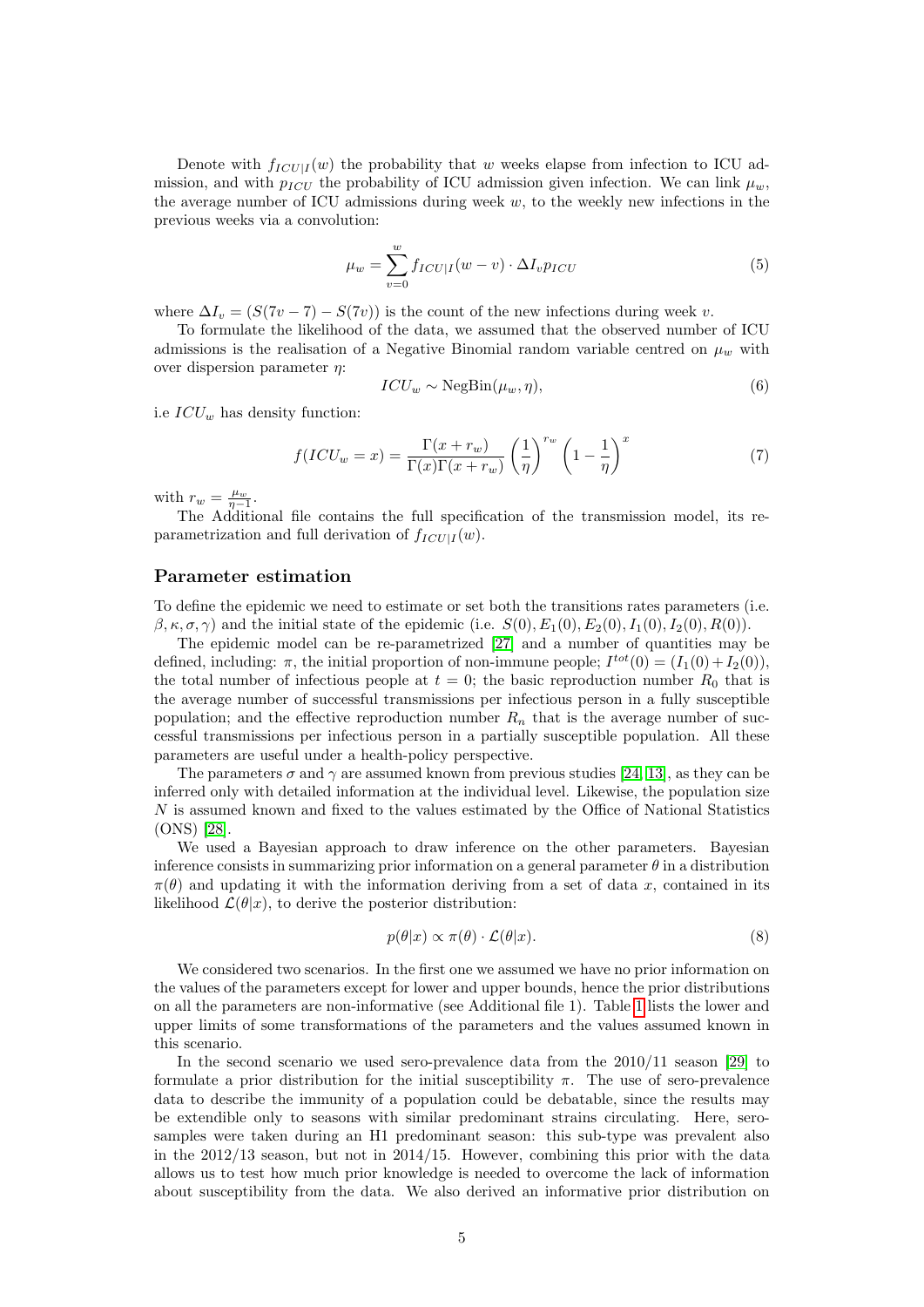Denote with $f_{ICU|I}(w)$ the probability that $w$ weeks elapse from infection to ICU admission, and with $p_{ICU}$ the probability of ICU admission given infection. We can link $\mu_w$, the average number of ICU admissions during week $w$, to the weekly new infections in the previous weeks via a convolution:

$$\mu_w = \sum_{v=0}^{w} f_{ICU|I}(w - v) \cdot \Delta I_v p_{ICU} \tag{5}$$

where $\Delta I_v = (S(7v - 7) - S(7v))$ is the count of the new infections during week $v$.

To formulate the likelihood of the data, we assumed that the observed number of ICU admissions is the realisation of a Negative Binomial random variable centred on $\mu_w$ with over dispersion parameter $\eta$:

$$ICU_w \sim \text{NegBin}(\mu_w, \eta), \tag{6}$$

i.e $ICU_w$ has density function:

$$f(ICU_w = x) = \frac{\Gamma(x + r_w)}{\Gamma(x)\Gamma(x + r_w)} \left(\frac{1}{\eta}\right)^{r_w} \left(1 - \frac{1}{\eta}\right)^{x} \tag{7}$$

with $r_w = \frac{\mu_w}{\eta - 1}$.

The Additional file contains the full specification of the transmission model, its re-parametrization and full derivation of $f_{ICU|I}(w)$.

## Parameter estimation

To define the epidemic we need to estimate or set both the transitions rates parameters (i.e. $\beta, \kappa, \sigma, \gamma$) and the initial state of the epidemic (i.e. $S(0), E_1(0), E_2(0), I_1(0), I_2(0), R(0)$).

The epidemic model can be re-parametrized [27] and a number of quantities may be defined, including: $\pi$, the initial proportion of non-immune people; $I^{tot}(0) = (I_1(0) + I_2(0))$, the total number of infectious people at $t = 0$; the basic reproduction number $R_0$ that is the average number of successful transmissions per infectious person in a fully susceptible population; and the effective reproduction number $R_n$ that is the average number of successful transmissions per infectious person in a partially susceptible population. All these parameters are useful under a health-policy perspective.

The parameters $\sigma$ and $\gamma$ are assumed known from previous studies [24, 13], as they can be inferred only with detailed information at the individual level. Likewise, the population size $N$ is assumed known and fixed to the values estimated by the Office of National Statistics (ONS) [28].

We used a Bayesian approach to draw inference on the other parameters. Bayesian inference consists in summarizing prior information on a general parameter $\theta$ in a distribution $\pi(\theta)$ and updating it with the information deriving from a set of data $x$, contained in its likelihood $\mathcal{L}(\theta|x)$, to derive the posterior distribution:

$$p(\theta|x) \propto \pi(\theta) \cdot \mathcal{L}(\theta|x). \tag{8}$$

We considered two scenarios. In the first one we assumed we have no prior information on the values of the parameters except for lower and upper bounds, hence the prior distributions on all the parameters are non-informative (see Additional file 1). Table 1 lists the lower and upper limits of some transformations of the parameters and the values assumed known in this scenario.

In the second scenario we used sero-prevalence data from the 2010/11 season [29] to formulate a prior distribution for the initial susceptibility $\pi$. The use of sero-prevalence data to describe the immunity of a population could be debatable, since the results may be extendible only to seasons with similar predominant strains circulating. Here, sero-samples were taken during an H1 predominant season: this sub-type was prevalent also in the 2012/13 season, but not in 2014/15. However, combining this prior with the data allows us to test how much prior knowledge is needed to overcome the lack of information about susceptibility from the data. We also derived an informative prior distribution on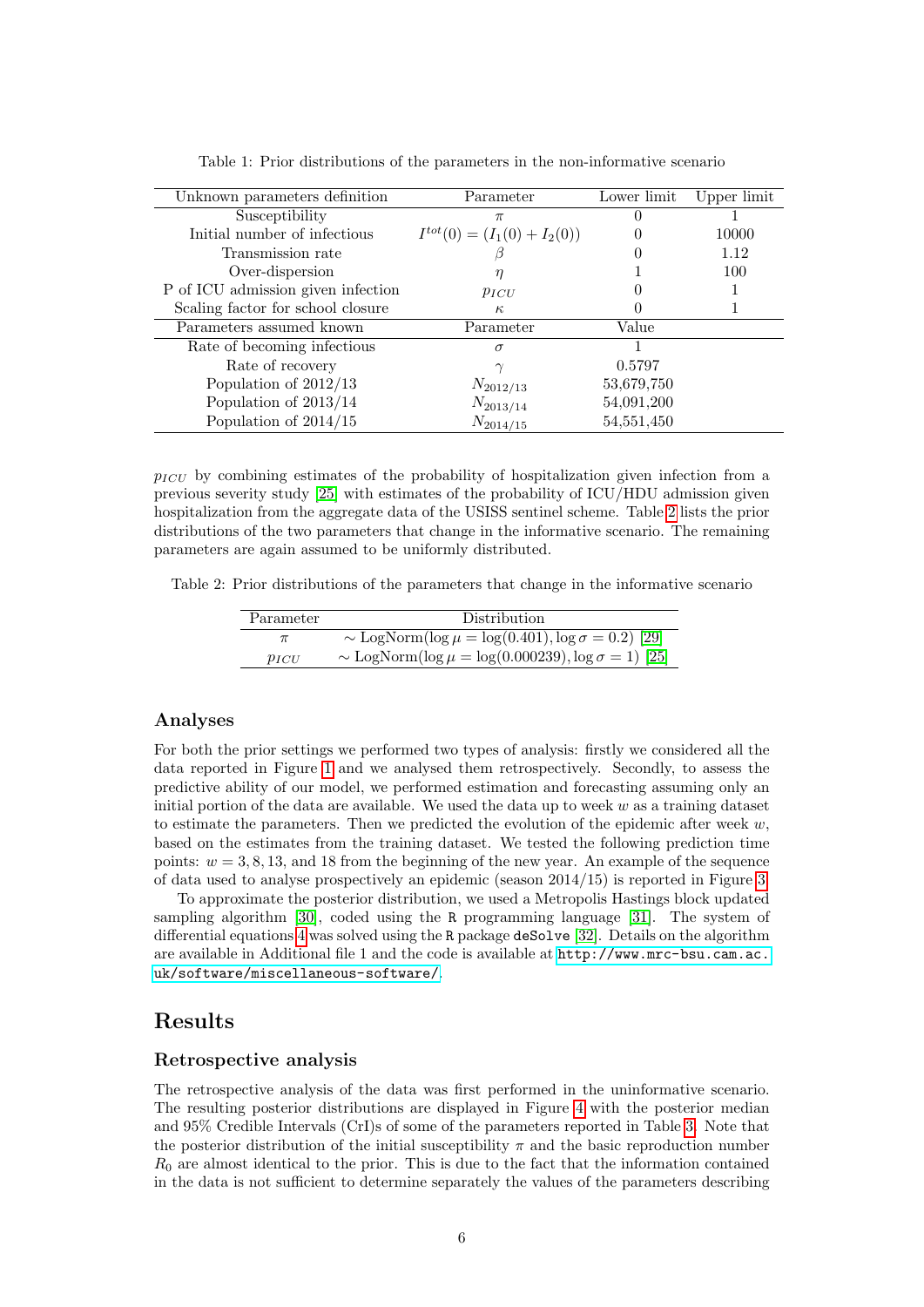Table 1: Prior distributions of the parameters in the non-informative scenario

| Unknown parameters definition | Parameter | Lower limit | Upper limit |
|---|---|---|---|
| Susceptibility | $\pi$ | 0 | 1 |
| Initial number of infectious | $I^{tot}(0) = (I_1(0) + I_2(0))$ | 0 | 10000 |
| Transmission rate | $\beta$ | 0 | 1.12 |
| Over-dispersion | $\eta$ | 1 | 100 |
| P of ICU admission given infection | $p_{ICU}$ | 0 | 1 |
| Scaling factor for school closure | $\kappa$ | 0 | 1 |
| **Parameters assumed known** | **Parameter** | **Value** | |
| Rate of becoming infectious | $\sigma$ | 1 | |
| Rate of recovery | $\gamma$ | 0.5797 | |
| Population of 2012/13 | $N_{2012/13}$ | 53,679,750 | |
| Population of 2013/14 | $N_{2013/14}$ | 54,091,200 | |
| Population of 2014/15 | $N_{2014/15}$ | 54,551,450 | |

$p_{ICU}$ by combining estimates of the probability of hospitalization given infection from a previous severity study [25] with estimates of the probability of ICU/HDU admission given hospitalization from the aggregate data of the USISS sentinel scheme. Table 2 lists the prior distributions of the two parameters that change in the informative scenario. The remaining parameters are again assumed to be uniformly distributed.

Table 2: Prior distributions of the parameters that change in the informative scenario

| Parameter | Distribution |
|---|---|
| $\pi$ | $\sim \text{LogNorm}(\log \mu = \log(0.401), \log \sigma = 0.2)$ [29] |
| $p_{ICU}$ | $\sim \text{LogNorm}(\log \mu = \log(0.000239), \log \sigma = 1)$ [25] |

### Analyses

For both the prior settings we performed two types of analysis: firstly we considered all the data reported in Figure 1 and we analysed them retrospectively. Secondly, to assess the predictive ability of our model, we performed estimation and forecasting assuming only an initial portion of the data are available. We used the data up to week $w$ as a training dataset to estimate the parameters. Then we predicted the evolution of the epidemic after week $w$, based on the estimates from the training dataset. We tested the following prediction time points: $w = 3, 8, 13$, and 18 from the beginning of the new year. An example of the sequence of data used to analyse prospectively an epidemic (season 2014/15) is reported in Figure 3.

To approximate the posterior distribution, we used a Metropolis Hastings block updated sampling algorithm [30], coded using the `R` programming language [31]. The system of differential equations 4 was solved using the `R` package `deSolve` [32]. Details on the algorithm are available in Additional file 1 and the code is available at http://www.mrc-bsu.cam.ac.uk/software/miscellaneous-software/.

## Results

### Retrospective analysis

The retrospective analysis of the data was first performed in the uninformative scenario. The resulting posterior distributions are displayed in Figure 4 with the posterior median and 95% Credible Intervals (CrI)s of some of the parameters reported in Table 3. Note that the posterior distribution of the initial susceptibility $\pi$ and the basic reproduction number $R_0$ are almost identical to the prior. This is due to the fact that the information contained in the data is not sufficient to determine separately the values of the parameters describing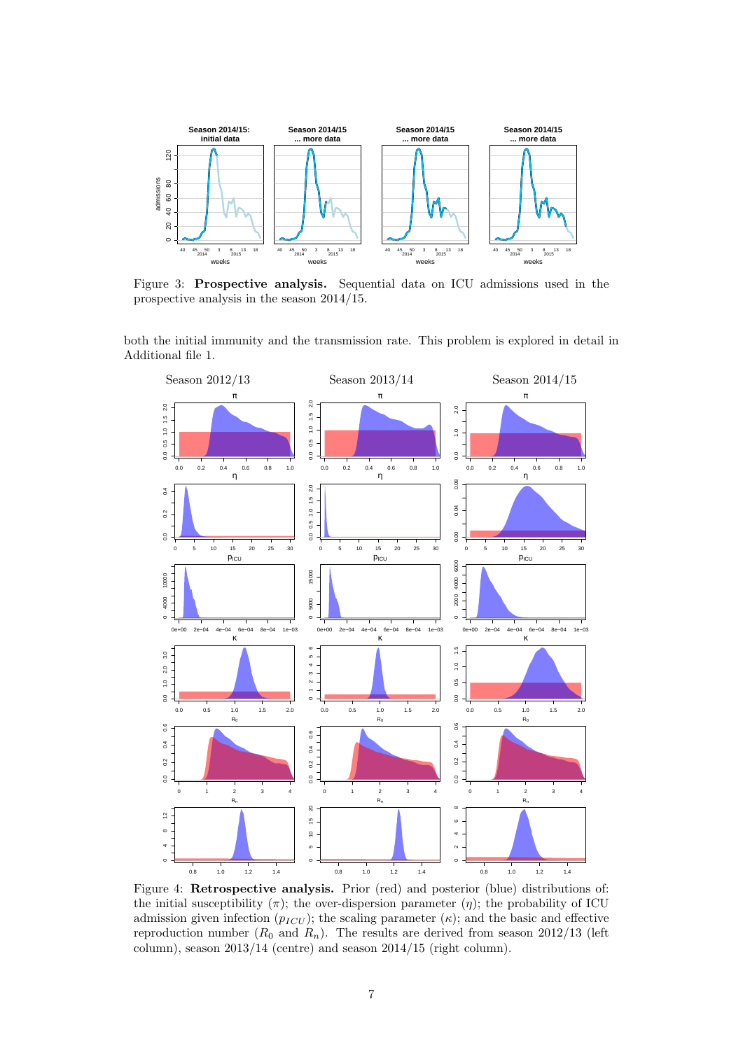Figure 3: **Prospective analysis.** Sequential data on ICU admissions used in the prospective analysis in the season 2014/15.

both the initial immunity and the transmission rate. This problem is explored in detail in Additional file 1.

Figure 4: **Retrospective analysis.** Prior (red) and posterior (blue) distributions of: the initial susceptibility ($\pi$); the over-dispersion parameter ($\eta$); the probability of ICU admission given infection ($p_{ICU}$); the scaling parameter ($\kappa$); and the basic and effective reproduction number ($R_0$ and $R_n$). The results are derived from season 2012/13 (left column), season 2013/14 (centre) and season 2014/15 (right column).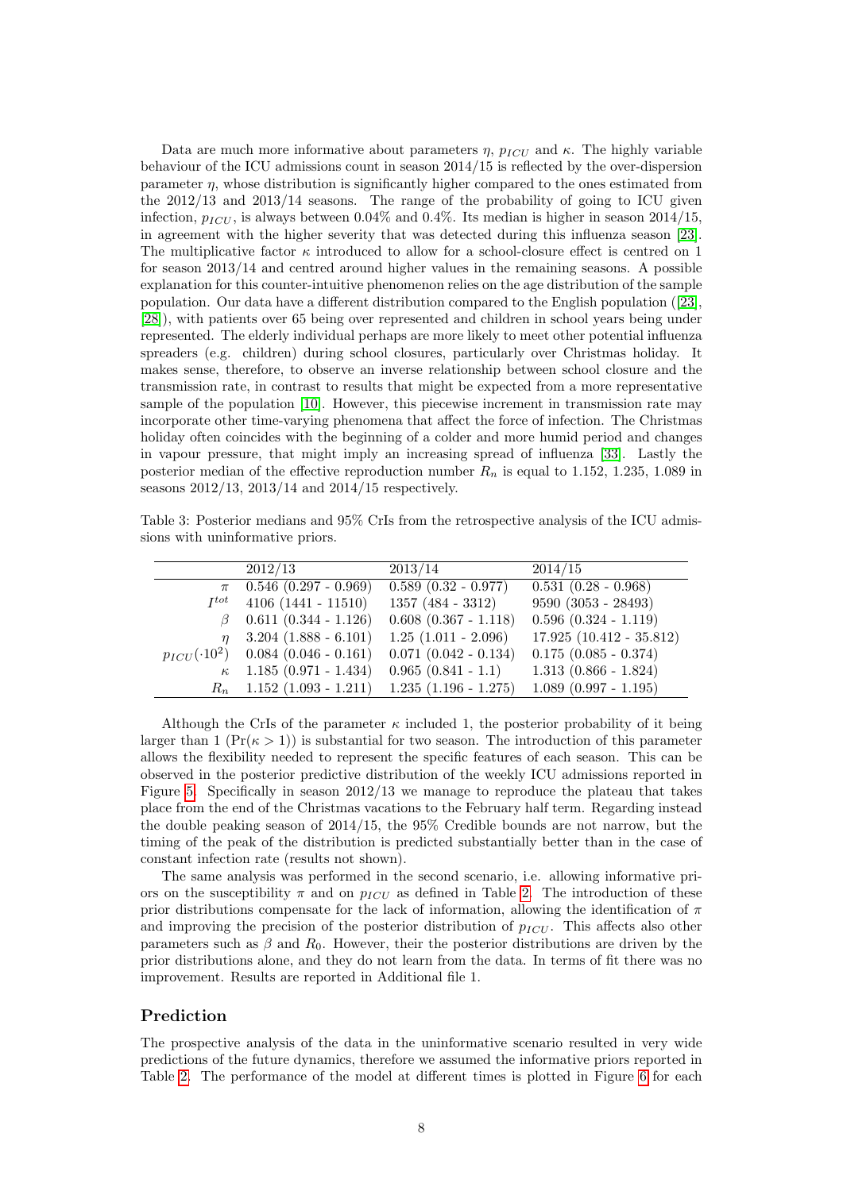Data are much more informative about parameters $\eta$, $p_{ICU}$ and $\kappa$. The highly variable behaviour of the ICU admissions count in season 2014/15 is reflected by the over-dispersion parameter $\eta$, whose distribution is significantly higher compared to the ones estimated from the 2012/13 and 2013/14 seasons. The range of the probability of going to ICU given infection, $p_{ICU}$, is always between 0.04% and 0.4%. Its median is higher in season 2014/15, in agreement with the higher severity that was detected during this influenza season [23]. The multiplicative factor $\kappa$ introduced to allow for a school-closure effect is centred on 1 for season 2013/14 and centred around higher values in the remaining seasons. A possible explanation for this counter-intuitive phenomenon relies on the age distribution of the sample population. Our data have a different distribution compared to the English population ([23], [28]), with patients over 65 being over represented and children in school years being under represented. The elderly individual perhaps are more likely to meet other potential influenza spreaders (e.g. children) during school closures, particularly over Christmas holiday. It makes sense, therefore, to observe an inverse relationship between school closure and the transmission rate, in contrast to results that might be expected from a more representative sample of the population [10]. However, this piecewise increment in transmission rate may incorporate other time-varying phenomena that affect the force of infection. The Christmas holiday often coincides with the beginning of a colder and more humid period and changes in vapour pressure, that might imply an increasing spread of influenza [33]. Lastly the posterior median of the effective reproduction number $R_n$ is equal to 1.152, 1.235, 1.089 in seasons 2012/13, 2013/14 and 2014/15 respectively.

Table 3: Posterior medians and 95% CrIs from the retrospective analysis of the ICU admissions with uninformative priors.

| | 2012/13 | 2013/14 | 2014/15 |
|---|---|---|---|
| $\pi$ | 0.546 (0.297 - 0.969) | 0.589 (0.32 - 0.977) | 0.531 (0.28 - 0.968) |
| $I^{tot}$ | 4106 (1441 - 11510) | 1357 (484 - 3312) | 9590 (3053 - 28493) |
| $\beta$ | 0.611 (0.344 - 1.126) | 0.608 (0.367 - 1.118) | 0.596 (0.324 - 1.119) |
| $\eta$ | 3.204 (1.888 - 6.101) | 1.25 (1.011 - 2.096) | 17.925 (10.412 - 35.812) |
| $p_{ICU}(\cdot 10^2)$ | 0.084 (0.046 - 0.161) | 0.071 (0.042 - 0.134) | 0.175 (0.085 - 0.374) |
| $\kappa$ | 1.185 (0.971 - 1.434) | 0.965 (0.841 - 1.1) | 1.313 (0.866 - 1.824) |
| $R_n$ | 1.152 (1.093 - 1.211) | 1.235 (1.196 - 1.275) | 1.089 (0.997 - 1.195) |

Although the CrIs of the parameter $\kappa$ included 1, the posterior probability of it being larger than 1 ($\Pr(\kappa > 1)$) is substantial for two season. The introduction of this parameter allows the flexibility needed to represent the specific features of each season. This can be observed in the posterior predictive distribution of the weekly ICU admissions reported in Figure 5. Specifically in season 2012/13 we manage to reproduce the plateau that takes place from the end of the Christmas vacations to the February half term. Regarding instead the double peaking season of 2014/15, the 95% Credible bounds are not narrow, but the timing of the peak of the distribution is predicted substantially better than in the case of constant infection rate (results not shown).

The same analysis was performed in the second scenario, i.e. allowing informative priors on the susceptibility $\pi$ and on $p_{ICU}$ as defined in Table 2. The introduction of these prior distributions compensate for the lack of information, allowing the identification of $\pi$ and improving the precision of the posterior distribution of $p_{ICU}$. This affects also other parameters such as $\beta$ and $R_0$. However, their the posterior distributions are driven by the prior distributions alone, and they do not learn from the data. In terms of fit there was no improvement. Results are reported in Additional file 1.

## Prediction

The prospective analysis of the data in the uninformative scenario resulted in very wide predictions of the future dynamics, therefore we assumed the informative priors reported in Table 2. The performance of the model at different times is plotted in Figure 6 for each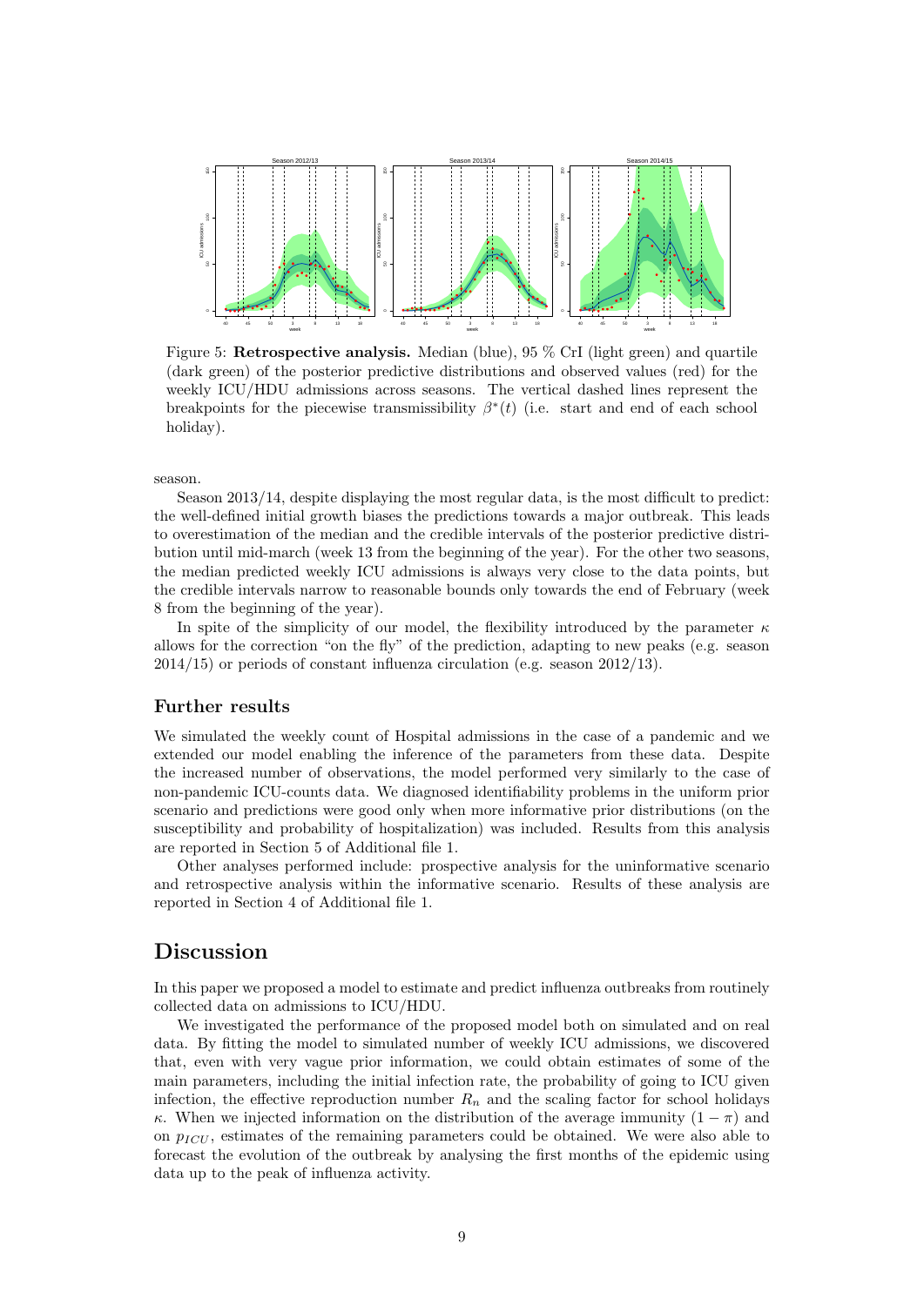Figure 5: **Retrospective analysis.** Median (blue), 95 % CrI (light green) and quartile (dark green) of the posterior predictive distributions and observed values (red) for the weekly ICU/HDU admissions across seasons. The vertical dashed lines represent the breakpoints for the piecewise transmissibility $\beta^*(t)$ (i.e. start and end of each school holiday).

season.

Season 2013/14, despite displaying the most regular data, is the most difficult to predict: the well-defined initial growth biases the predictions towards a major outbreak. This leads to overestimation of the median and the credible intervals of the posterior predictive distribution until mid-march (week 13 from the beginning of the year). For the other two seasons, the median predicted weekly ICU admissions is always very close to the data points, but the credible intervals narrow to reasonable bounds only towards the end of February (week 8 from the beginning of the year).

In spite of the simplicity of our model, the flexibility introduced by the parameter $\kappa$ allows for the correction "on the fly" of the prediction, adapting to new peaks (e.g. season 2014/15) or periods of constant influenza circulation (e.g. season 2012/13).

### Further results

We simulated the weekly count of Hospital admissions in the case of a pandemic and we extended our model enabling the inference of the parameters from these data. Despite the increased number of observations, the model performed very similarly to the case of non-pandemic ICU-counts data. We diagnosed identifiability problems in the uniform prior scenario and predictions were good only when more informative prior distributions (on the susceptibility and probability of hospitalization) was included. Results from this analysis are reported in Section 5 of Additional file 1.

Other analyses performed include: prospective analysis for the uninformative scenario and retrospective analysis within the informative scenario. Results of these analysis are reported in Section 4 of Additional file 1.

## Discussion

In this paper we proposed a model to estimate and predict influenza outbreaks from routinely collected data on admissions to ICU/HDU.

We investigated the performance of the proposed model both on simulated and on real data. By fitting the model to simulated number of weekly ICU admissions, we discovered that, even with very vague prior information, we could obtain estimates of some of the main parameters, including the initial infection rate, the probability of going to ICU given infection, the effective reproduction number $R_n$ and the scaling factor for school holidays $\kappa$. When we injected information on the distribution of the average immunity $(1 - \pi)$ and on $p_{ICU}$, estimates of the remaining parameters could be obtained. We were also able to forecast the evolution of the outbreak by analysing the first months of the epidemic using data up to the peak of influenza activity.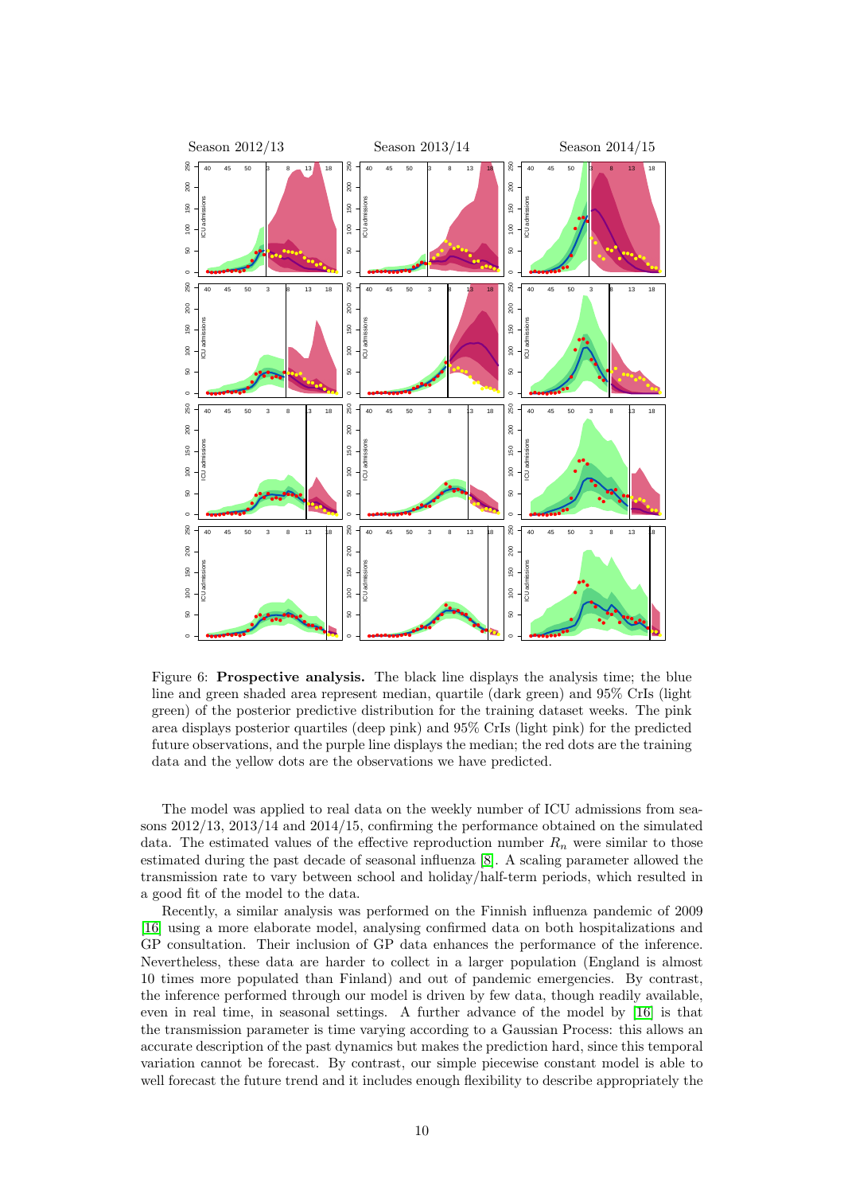Figure 6: **Prospective analysis.** The black line displays the analysis time; the blue line and green shaded area represent median, quartile (dark green) and 95% CrIs (light green) of the posterior predictive distribution for the training dataset weeks. The pink area displays posterior quartiles (deep pink) and 95% CrIs (light pink) for the predicted future observations, and the purple line displays the median; the red dots are the training data and the yellow dots are the observations we have predicted.

The model was applied to real data on the weekly number of ICU admissions from seasons 2012/13, 2013/14 and 2014/15, confirming the performance obtained on the simulated data. The estimated values of the effective reproduction number $R_n$ were similar to those estimated during the past decade of seasonal influenza [8]. A scaling parameter allowed the transmission rate to vary between school and holiday/half-term periods, which resulted in a good fit of the model to the data.

Recently, a similar analysis was performed on the Finnish influenza pandemic of 2009 [16] using a more elaborate model, analysing confirmed data on both hospitalizations and GP consultation. Their inclusion of GP data enhances the performance of the inference. Nevertheless, these data are harder to collect in a larger population (England is almost 10 times more populated than Finland) and out of pandemic emergencies. By contrast, the inference performed through our model is driven by few data, though readily available, even in real time, in seasonal settings. A further advance of the model by [16] is that the transmission parameter is time varying according to a Gaussian Process: this allows an accurate description of the past dynamics but makes the prediction hard, since this temporal variation cannot be forecast. By contrast, our simple piecewise constant model is able to well forecast the future trend and it includes enough flexibility to describe appropriately the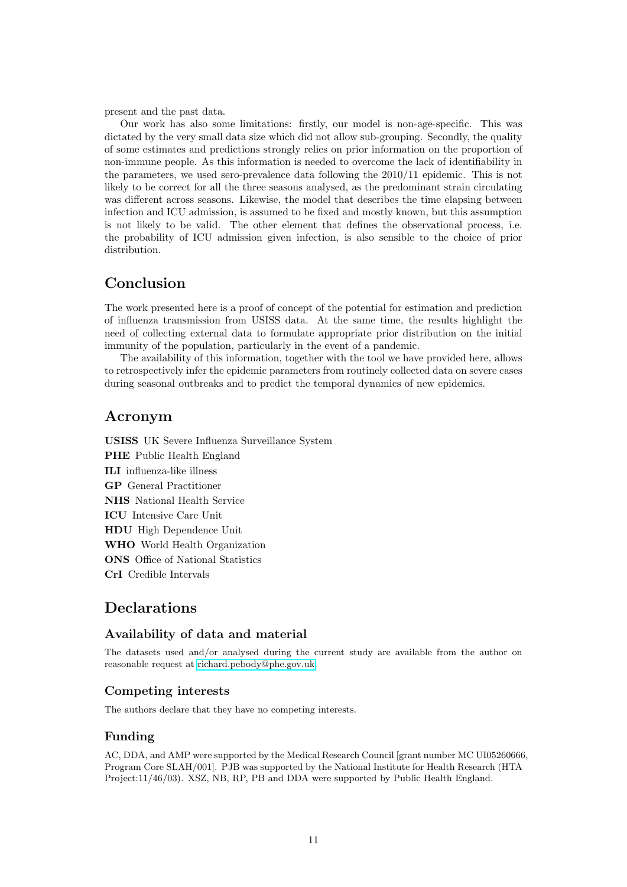present and the past data.

Our work has also some limitations: firstly, our model is non-age-specific. This was dictated by the very small data size which did not allow sub-grouping. Secondly, the quality of some estimates and predictions strongly relies on prior information on the proportion of non-immune people. As this information is needed to overcome the lack of identifiability in the parameters, we used sero-prevalence data following the 2010/11 epidemic. This is not likely to be correct for all the three seasons analysed, as the predominant strain circulating was different across seasons. Likewise, the model that describes the time elapsing between infection and ICU admission, is assumed to be fixed and mostly known, but this assumption is not likely to be valid. The other element that defines the observational process, i.e. the probability of ICU admission given infection, is also sensible to the choice of prior distribution.

## Conclusion

The work presented here is a proof of concept of the potential for estimation and prediction of influenza transmission from USISS data. At the same time, the results highlight the need of collecting external data to formulate appropriate prior distribution on the initial immunity of the population, particularly in the event of a pandemic.

The availability of this information, together with the tool we have provided here, allows to retrospectively infer the epidemic parameters from routinely collected data on severe cases during seasonal outbreaks and to predict the temporal dynamics of new epidemics.

## Acronym

**USISS** UK Severe Influenza Surveillance System

**PHE** Public Health England

**ILI** influenza-like illness

**GP** General Practitioner

**NHS** National Health Service

**ICU** Intensive Care Unit

**HDU** High Dependence Unit

**WHO** World Health Organization

**ONS** Office of National Statistics

**CrI** Credible Intervals

## Declarations

### Availability of data and material

The datasets used and/or analysed during the current study are available from the author on reasonable request at richard.pebody@phe.gov.uk

### Competing interests

The authors declare that they have no competing interests.

### Funding

AC, DDA, and AMP were supported by the Medical Research Council [grant number MC UI05260666, Program Core SLAH/001]. PJB was supported by the National Institute for Health Research (HTA Project:11/46/03). XSZ, NB, RP, PB and DDA were supported by Public Health England.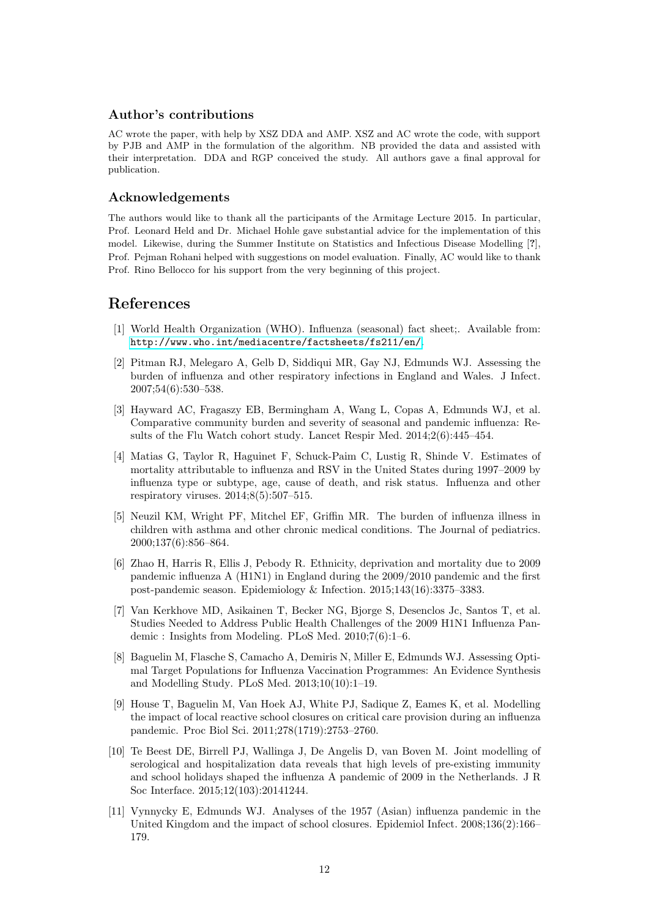### Author's contributions

AC wrote the paper, with help by XSZ DDA and AMP. XSZ and AC wrote the code, with support by PJB and AMP in the formulation of the algorithm. NB provided the data and assisted with their interpretation. DDA and RGP conceived the study. All authors gave a final approval for publication.

### Acknowledgements

The authors would like to thank all the participants of the Armitage Lecture 2015. In particular, Prof. Leonard Held and Dr. Michael Hohle gave substantial advice for the implementation of this model. Likewise, during the Summer Institute on Statistics and Infectious Disease Modelling [?], Prof. Pejman Rohani helped with suggestions on model evaluation. Finally, AC would like to thank Prof. Rino Bellocco for his support from the very beginning of this project.

## References

[1] World Health Organization (WHO). Influenza (seasonal) fact sheet;. Available from: http://www.who.int/mediacentre/factsheets/fs211/en/.

[2] Pitman RJ, Melegaro A, Gelb D, Siddiqui MR, Gay NJ, Edmunds WJ. Assessing the burden of influenza and other respiratory infections in England and Wales. J Infect. 2007;54(6):530–538.

[3] Hayward AC, Fragaszy EB, Bermingham A, Wang L, Copas A, Edmunds WJ, et al. Comparative community burden and severity of seasonal and pandemic influenza: Results of the Flu Watch cohort study. Lancet Respir Med. 2014;2(6):445–454.

[4] Matias G, Taylor R, Haguinet F, Schuck-Paim C, Lustig R, Shinde V. Estimates of mortality attributable to influenza and RSV in the United States during 1997–2009 by influenza type or subtype, age, cause of death, and risk status. Influenza and other respiratory viruses. 2014;8(5):507–515.

[5] Neuzil KM, Wright PF, Mitchel EF, Griffin MR. The burden of influenza illness in children with asthma and other chronic medical conditions. The Journal of pediatrics. 2000;137(6):856–864.

[6] Zhao H, Harris R, Ellis J, Pebody R. Ethnicity, deprivation and mortality due to 2009 pandemic influenza A (H1N1) in England during the 2009/2010 pandemic and the first post-pandemic season. Epidemiology & Infection. 2015;143(16):3375–3383.

[7] Van Kerkhove MD, Asikainen T, Becker NG, Bjorge S, Desenclos Jc, Santos T, et al. Studies Needed to Address Public Health Challenges of the 2009 H1N1 Influenza Pandemic : Insights from Modeling. PLoS Med. 2010;7(6):1–6.

[8] Baguelin M, Flasche S, Camacho A, Demiris N, Miller E, Edmunds WJ. Assessing Optimal Target Populations for Influenza Vaccination Programmes: An Evidence Synthesis and Modelling Study. PLoS Med. 2013;10(10):1–19.

[9] House T, Baguelin M, Van Hoek AJ, White PJ, Sadique Z, Eames K, et al. Modelling the impact of local reactive school closures on critical care provision during an influenza pandemic. Proc Biol Sci. 2011;278(1719):2753–2760.

[10] Te Beest DE, Birrell PJ, Wallinga J, De Angelis D, van Boven M. Joint modelling of serological and hospitalization data reveals that high levels of pre-existing immunity and school holidays shaped the influenza A pandemic of 2009 in the Netherlands. J R Soc Interface. 2015;12(103):20141244.

[11] Vynnycky E, Edmunds WJ. Analyses of the 1957 (Asian) influenza pandemic in the United Kingdom and the impact of school closures. Epidemiol Infect. 2008;136(2):166–179.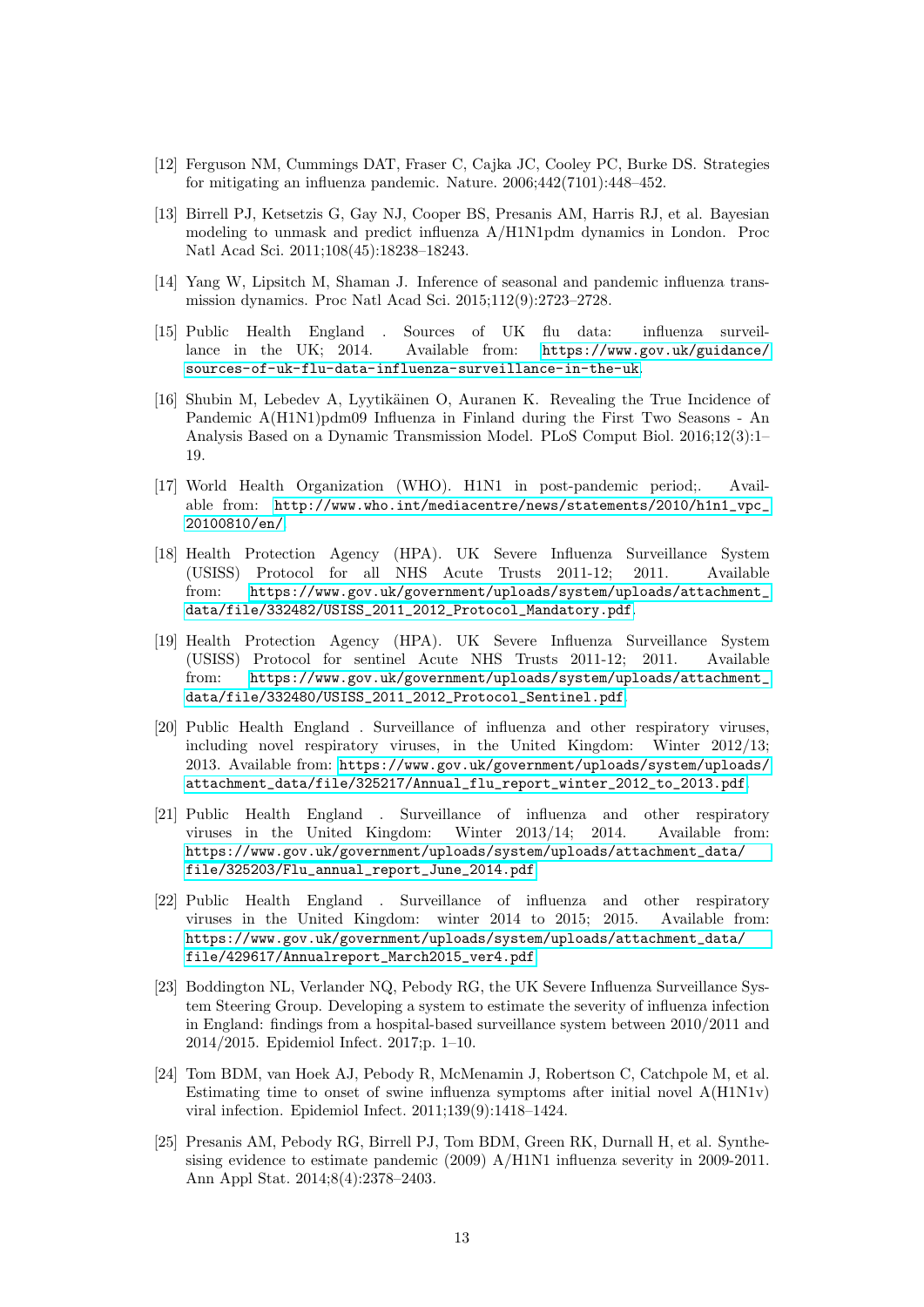[12] Ferguson NM, Cummings DAT, Fraser C, Cajka JC, Cooley PC, Burke DS. Strategies for mitigating an influenza pandemic. Nature. 2006;442(7101):448–452.

[13] Birrell PJ, Ketsetzis G, Gay NJ, Cooper BS, Presanis AM, Harris RJ, et al. Bayesian modeling to unmask and predict influenza A/H1N1pdm dynamics in London. Proc Natl Acad Sci. 2011;108(45):18238–18243.

[14] Yang W, Lipsitch M, Shaman J. Inference of seasonal and pandemic influenza transmission dynamics. Proc Natl Acad Sci. 2015;112(9):2723–2728.

[15] Public Health England . Sources of UK flu data: influenza surveillance in the UK; 2014. Available from: https://www.gov.uk/guidance/sources-of-uk-flu-data-influenza-surveillance-in-the-uk.

[16] Shubin M, Lebedev A, Lyytikäinen O, Auranen K. Revealing the True Incidence of Pandemic A(H1N1)pdm09 Influenza in Finland during the First Two Seasons - An Analysis Based on a Dynamic Transmission Model. PLoS Comput Biol. 2016;12(3):1–19.

[17] World Health Organization (WHO). H1N1 in post-pandemic period;. Available from: http://www.who.int/mediacentre/news/statements/2010/h1n1_vpc_20100810/en/.

[18] Health Protection Agency (HPA). UK Severe Influenza Surveillance System (USISS) Protocol for all NHS Acute Trusts 2011-12; 2011. Available from: https://www.gov.uk/government/uploads/system/uploads/attachment_data/file/332482/USISS_2011_2012_Protocol_Mandatory.pdf.

[19] Health Protection Agency (HPA). UK Severe Influenza Surveillance System (USISS) Protocol for sentinel Acute NHS Trusts 2011-12; 2011. Available from: https://www.gov.uk/government/uploads/system/uploads/attachment_data/file/332480/USISS_2011_2012_Protocol_Sentinel.pdf.

[20] Public Health England . Surveillance of influenza and other respiratory viruses, including novel respiratory viruses, in the United Kingdom: Winter 2012/13; 2013. Available from: https://www.gov.uk/government/uploads/system/uploads/attachment_data/file/325217/Annual_flu_report_winter_2012_to_2013.pdf.

[21] Public Health England . Surveillance of influenza and other respiratory viruses in the United Kingdom: Winter 2013/14; 2014. Available from: https://www.gov.uk/government/uploads/system/uploads/attachment_data/file/325203/Flu_annual_report_June_2014.pdf.

[22] Public Health England . Surveillance of influenza and other respiratory viruses in the United Kingdom: winter 2014 to 2015; 2015. Available from: https://www.gov.uk/government/uploads/system/uploads/attachment_data/file/429617/Annualreport_March2015_ver4.pdf.

[23] Boddington NL, Verlander NQ, Pebody RG, the UK Severe Influenza Surveillance System Steering Group. Developing a system to estimate the severity of influenza infection in England: findings from a hospital-based surveillance system between 2010/2011 and 2014/2015. Epidemiol Infect. 2017;p. 1–10.

[24] Tom BDM, van Hoek AJ, Pebody R, McMenamin J, Robertson C, Catchpole M, et al. Estimating time to onset of swine influenza symptoms after initial novel A(H1N1v) viral infection. Epidemiol Infect. 2011;139(9):1418–1424.

[25] Presanis AM, Pebody RG, Birrell PJ, Tom BDM, Green RK, Durnall H, et al. Synthesising evidence to estimate pandemic (2009) A/H1N1 influenza severity in 2009-2011. Ann Appl Stat. 2014;8(4):2378–2403.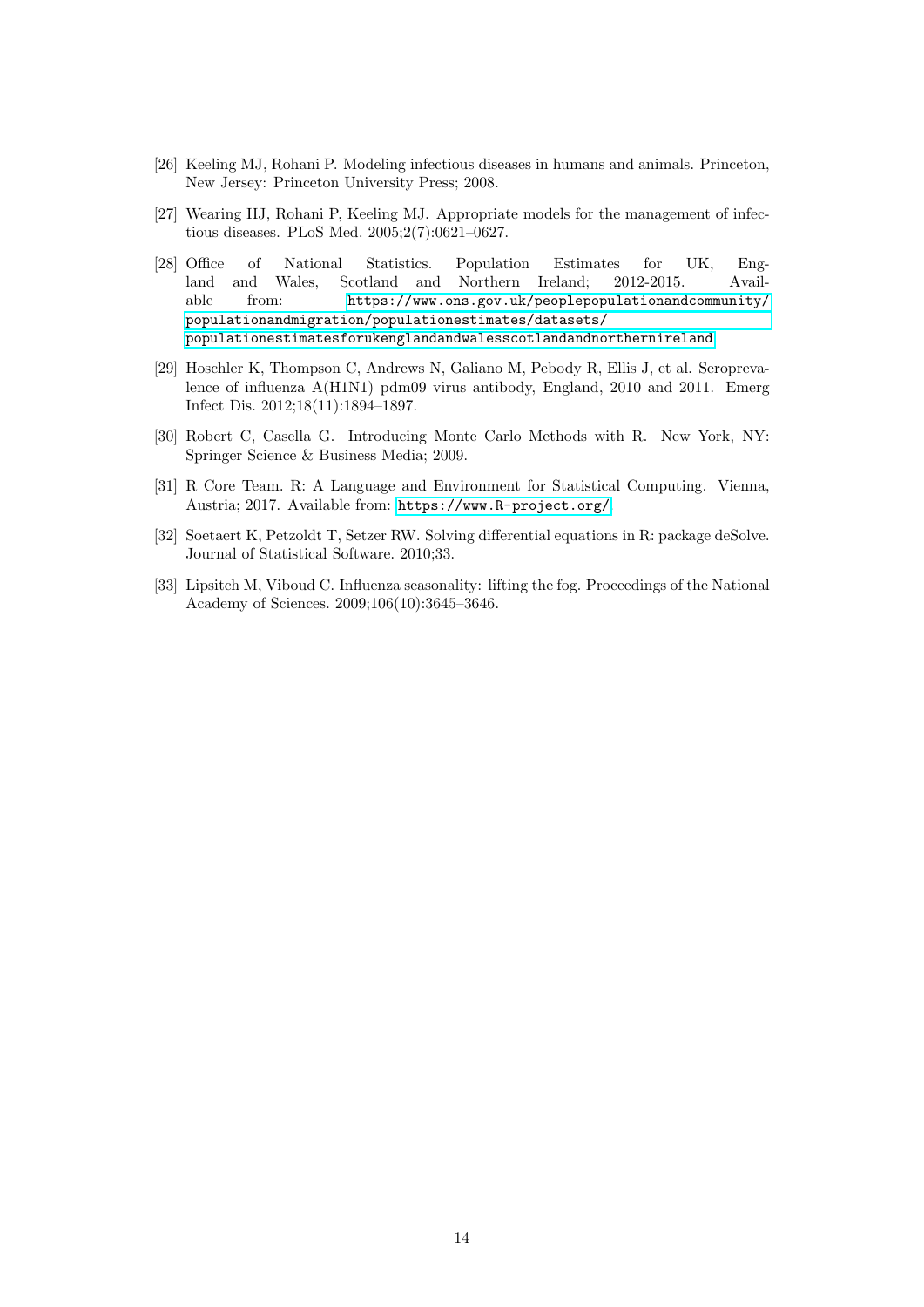[26] Keeling MJ, Rohani P. Modeling infectious diseases in humans and animals. Princeton, New Jersey: Princeton University Press; 2008.

[27] Wearing HJ, Rohani P, Keeling MJ. Appropriate models for the management of infectious diseases. PLoS Med. 2005;2(7):0621–0627.

[28] Office of National Statistics. Population Estimates for UK, England and Wales, Scotland and Northern Ireland; 2012-2015. Available from: https://www.ons.gov.uk/peoplepopulationandcommunity/populationandmigration/populationestimates/datasets/populationestimatesforukenglandandwalesscotlandandnorthernireland

[29] Hoschler K, Thompson C, Andrews N, Galiano M, Pebody R, Ellis J, et al. Seroprevalence of influenza A(H1N1) pdm09 virus antibody, England, 2010 and 2011. Emerg Infect Dis. 2012;18(11):1894–1897.

[30] Robert C, Casella G. Introducing Monte Carlo Methods with R. New York, NY: Springer Science & Business Media; 2009.

[31] R Core Team. R: A Language and Environment for Statistical Computing. Vienna, Austria; 2017. Available from: https://www.R-project.org/

[32] Soetaert K, Petzoldt T, Setzer RW. Solving differential equations in R: package deSolve. Journal of Statistical Software. 2010;33.

[33] Lipsitch M, Viboud C. Influenza seasonality: lifting the fog. Proceedings of the National Academy of Sciences. 2009;106(10):3645–3646.